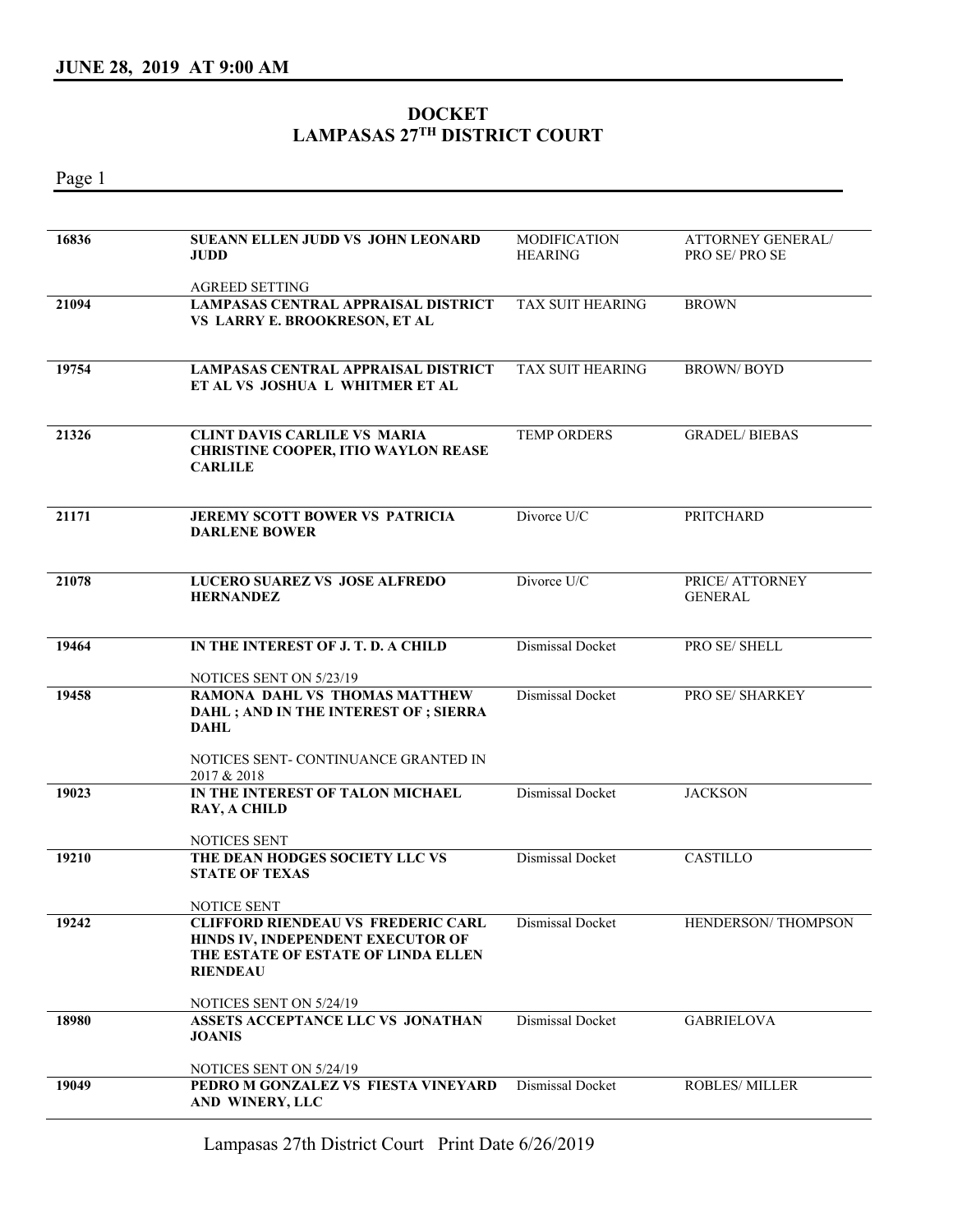**JUNE 28, 2019 AT 9:00 AM**

# DOCKET
## LAMPASAS 27TH DISTRICT COURT

| | | | |
|---|---|---|---|
| 16836 | **SUEANN ELLEN JUDD VS JOHN LEONARD JUDD**<br><br>AGREED SETTING | MODIFICATION HEARING | ATTORNEY GENERAL/ PRO SE/ PRO SE |
| 21094 | **LAMPASAS CENTRAL APPRAISAL DISTRICT VS LARRY E. BROOKRESON, ET AL** | TAX SUIT HEARING | BROWN |
| 19754 | **LAMPASAS CENTRAL APPRAISAL DISTRICT ET AL VS JOSHUA L WHITMER ET AL** | TAX SUIT HEARING | BROWN/ BOYD |
| 21326 | **CLINT DAVIS CARLILE VS MARIA CHRISTINE COOPER, ITIO WAYLON REASE CARLILE** | TEMP ORDERS | GRADEL/ BIEBAS |
| 21171 | **JEREMY SCOTT BOWER VS PATRICIA DARLENE BOWER** | Divorce U/C | PRITCHARD |
| 21078 | **LUCERO SUAREZ VS JOSE ALFREDO HERNANDEZ** | Divorce U/C | PRICE/ ATTORNEY GENERAL |
| 19464 | **IN THE INTEREST OF J. T. D. A CHILD**<br><br>NOTICES SENT ON 5/23/19 | Dismissal Docket | PRO SE/ SHELL |
| 19458 | **RAMONA DAHL VS THOMAS MATTHEW DAHL ; AND IN THE INTEREST OF ; SIERRA DAHL**<br><br>NOTICES SENT- CONTINUANCE GRANTED IN 2017 & 2018 | Dismissal Docket | PRO SE/ SHARKEY |
| 19023 | **IN THE INTEREST OF TALON MICHAEL RAY, A CHILD**<br><br>NOTICES SENT | Dismissal Docket | JACKSON |
| 19210 | **THE DEAN HODGES SOCIETY LLC VS STATE OF TEXAS**<br><br>NOTICE SENT | Dismissal Docket | CASTILLO |
| 19242 | **CLIFFORD RIENDEAU VS FREDERIC CARL HINDS IV, INDEPENDENT EXECUTOR OF THE ESTATE OF ESTATE OF LINDA ELLEN RIENDEAU**<br><br>NOTICES SENT ON 5/24/19 | Dismissal Docket | HENDERSON/ THOMPSON |
| 18980 | **ASSETS ACCEPTANCE LLC VS JONATHAN JOANIS**<br><br>NOTICES SENT ON 5/24/19 | Dismissal Docket | GABRIELOVA |
| 19049 | **PEDRO M GONZALEZ VS FIESTA VINEYARD AND WINERY, LLC** | Dismissal Docket | ROBLES/ MILLER |

Lampasas 27th District Court Print Date 6/26/2019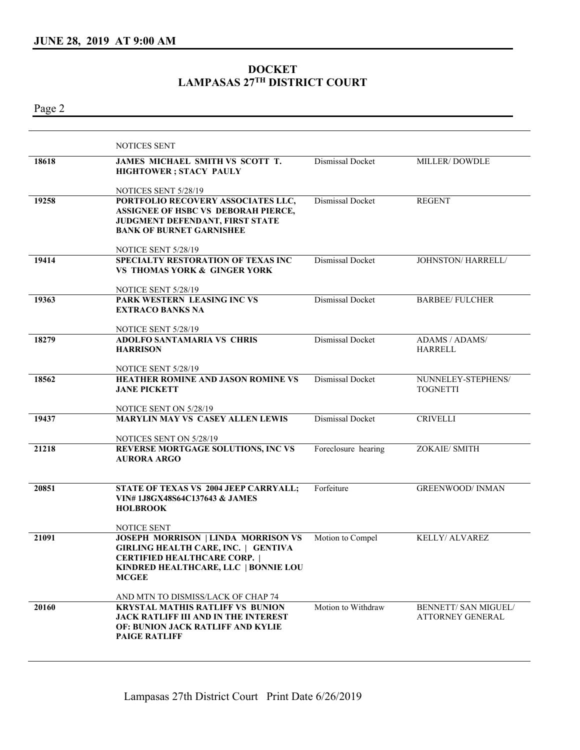## JUNE 28, 2019 AT 9:00 AM

# DOCKET
# LAMPASAS 27TH DISTRICT COURT

| | | | |
|---|---|---|---|
| | NOTICES SENT | | |
| 18618 | **JAMES MICHAEL SMITH VS SCOTT T. HIGHTOWER ; STACY PAULY**<br><br>NOTICES SENT 5/28/19 | Dismissal Docket | MILLER/ DOWDLE |
| 19258 | **PORTFOLIO RECOVERY ASSOCIATES LLC, ASSIGNEE OF HSBC VS DEBORAH PIERCE, JUDGMENT DEFENDANT, FIRST STATE BANK OF BURNET GARNISHEE**<br><br>NOTICE SENT 5/28/19 | Dismissal Docket | REGENT |
| 19414 | **SPECIALTY RESTORATION OF TEXAS INC VS THOMAS YORK & GINGER YORK**<br><br>NOTICE SENT 5/28/19 | Dismissal Docket | JOHNSTON/ HARRELL/ |
| 19363 | **PARK WESTERN LEASING INC VS EXTRACO BANKS NA**<br><br>NOTICE SENT 5/28/19 | Dismissal Docket | BARBEE/ FULCHER |
| 18279 | **ADOLFO SANTAMARIA VS CHRIS HARRISON**<br><br>NOTICE SENT 5/28/19 | Dismissal Docket | ADAMS / ADAMS/ HARRELL |
| 18562 | **HEATHER ROMINE AND JASON ROMINE VS JANE PICKETT**<br><br>NOTICE SENT ON 5/28/19 | Dismissal Docket | NUNNELEY-STEPHENS/ TOGNETTI |
| 19437 | **MARYLIN MAY VS CASEY ALLEN LEWIS**<br><br>NOTICES SENT ON 5/28/19 | Dismissal Docket | CRIVELLI |
| 21218 | **REVERSE MORTGAGE SOLUTIONS, INC VS AURORA ARGO** | Foreclosure hearing | ZOKAIE/ SMITH |
| 20851 | **STATE OF TEXAS VS 2004 JEEP CARRYALL; VIN# 1J8GX48S64C137643 & JAMES HOLBROOK**<br><br>NOTICE SENT | Forfeiture | GREENWOOD/ INMAN |
| 21091 | **JOSEPH MORRISON \| LINDA MORRISON VS GIRLING HEALTH CARE, INC. \| GENTIVA CERTIFIED HEALTHCARE CORP. \| KINDRED HEALTHCARE, LLC \| BONNIE LOU MCGEE**<br><br>AND MTN TO DISMISS/LACK OF CHAP 74 | Motion to Compel | KELLY/ ALVAREZ |
| 20160 | **KRYSTAL MATHIS RATLIFF VS BUNION JACK RATLIFF III AND IN THE INTEREST OF: BUNION JACK RATLIFF AND KYLIE PAIGE RATLIFF** | Motion to Withdraw | BENNETT/ SAN MIGUEL/ ATTORNEY GENERAL |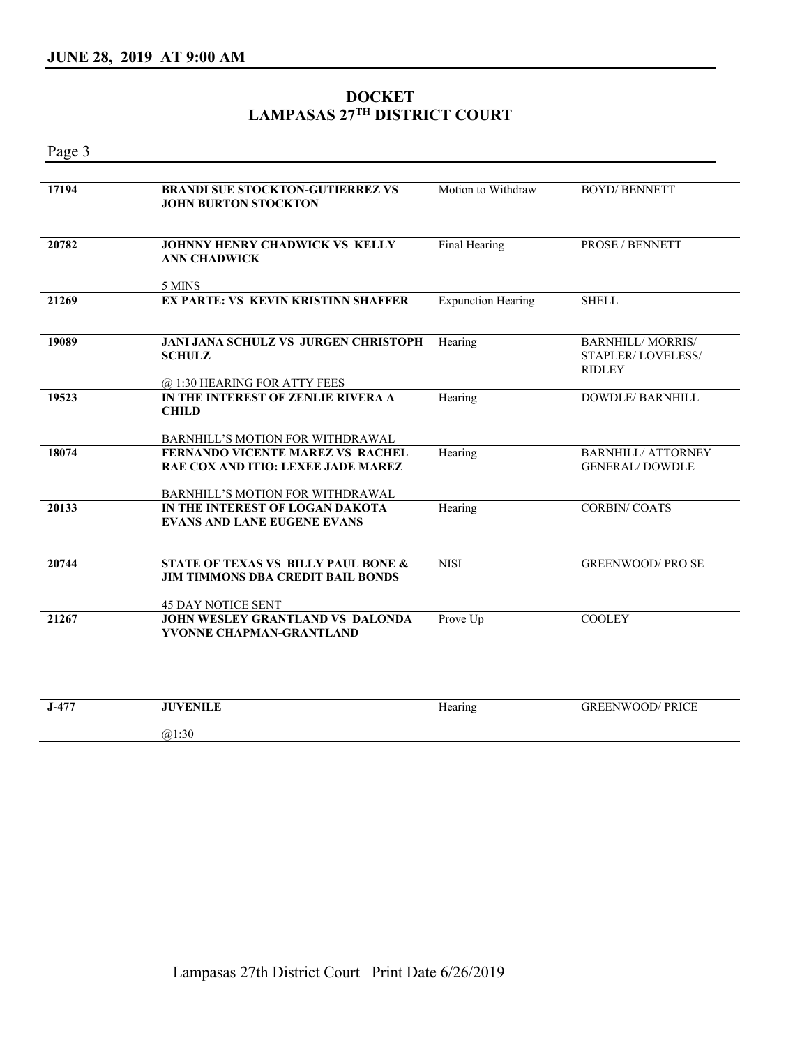## JUNE 28, 2019 AT 9:00 AM

# DOCKET
# LAMPASAS 27TH DISTRICT COURT

| | | | |
|---|---|---|---|
| 17194 | **BRANDI SUE STOCKTON-GUTIERREZ VS JOHN BURTON STOCKTON** | Motion to Withdraw | BOYD/ BENNETT |
| 20782 | **JOHNNY HENRY CHADWICK VS KELLY ANN CHADWICK**<br>5 MINS | Final Hearing | PROSE / BENNETT |
| 21269 | **EX PARTE: VS KEVIN KRISTINN SHAFFER** | Expunction Hearing | SHELL |
| 19089 | **JANI JANA SCHULZ VS JURGEN CHRISTOPH SCHULZ**<br>@ 1:30 HEARING FOR ATTY FEES | Hearing | BARNHILL/ MORRIS/ STAPLER/ LOVELESS/ RIDLEY |
| 19523 | **IN THE INTEREST OF ZENLIE RIVERA A CHILD**<br>BARNHILL'S MOTION FOR WITHDRAWAL | Hearing | DOWDLE/ BARNHILL |
| 18074 | **FERNANDO VICENTE MAREZ VS RACHEL RAE COX AND ITIO: LEXEE JADE MAREZ**<br>BARNHILL'S MOTION FOR WITHDRAWAL | Hearing | BARNHILL/ ATTORNEY GENERAL/ DOWDLE |
| 20133 | **IN THE INTEREST OF LOGAN DAKOTA EVANS AND LANE EUGENE EVANS** | Hearing | CORBIN/ COATS |
| 20744 | **STATE OF TEXAS VS BILLY PAUL BONE & JIM TIMMONS DBA CREDIT BAIL BONDS**<br>45 DAY NOTICE SENT | NISI | GREENWOOD/ PRO SE |
| 21267 | **JOHN WESLEY GRANTLAND VS DALONDA YVONNE CHAPMAN-GRANTLAND** | Prove Up | COOLEY |
| J-477 | **JUVENILE**<br>@1:30 | Hearing | GREENWOOD/ PRICE |

Lampasas 27th District Court Print Date 6/26/2019